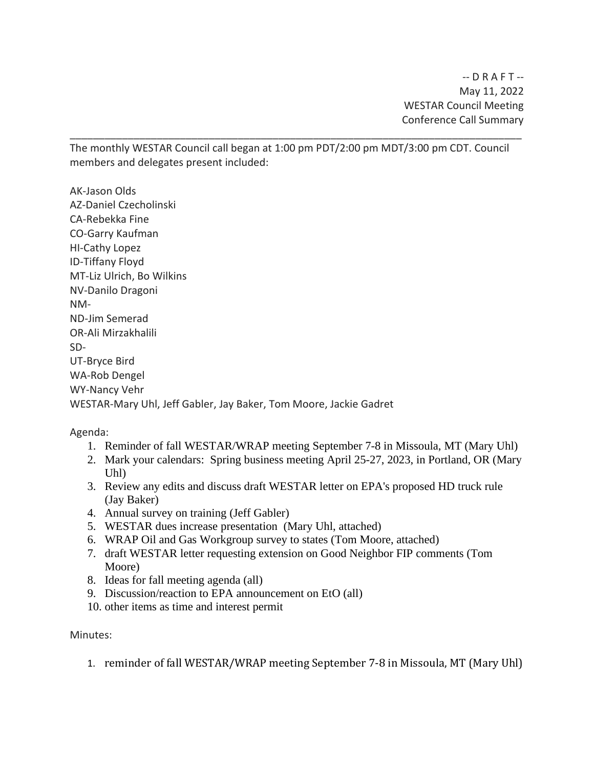-- D R A F T --
May 11, 2022
WESTAR Council Meeting
Conference Call Summary

---

The monthly WESTAR Council call began at 1:00 pm PDT/2:00 pm MDT/3:00 pm CDT. Council members and delegates present included:

AK-Jason Olds
AZ-Daniel Czecholinski
CA-Rebekka Fine
CO-Garry Kaufman
HI-Cathy Lopez
ID-Tiffany Floyd
MT-Liz Ulrich, Bo Wilkins
NV-Danilo Dragoni
NM-
ND-Jim Semerad
OR-Ali Mirzakhalili
SD-
UT-Bryce Bird
WA-Rob Dengel
WY-Nancy Vehr
WESTAR-Mary Uhl, Jeff Gabler, Jay Baker, Tom Moore, Jackie Gadret

Agenda:

1. Reminder of fall WESTAR/WRAP meeting September 7-8 in Missoula, MT (Mary Uhl)
2. Mark your calendars: Spring business meeting April 25-27, 2023, in Portland, OR (Mary Uhl)
3. Review any edits and discuss draft WESTAR letter on EPA's proposed HD truck rule (Jay Baker)
4. Annual survey on training (Jeff Gabler)
5. WESTAR dues increase presentation (Mary Uhl, attached)
6. WRAP Oil and Gas Workgroup survey to states (Tom Moore, attached)
7. draft WESTAR letter requesting extension on Good Neighbor FIP comments (Tom Moore)
8. Ideas for fall meeting agenda (all)
9. Discussion/reaction to EPA announcement on EtO (all)
10. other items as time and interest permit

Minutes:

1. reminder of fall WESTAR/WRAP meeting September 7-8 in Missoula, MT (Mary Uhl)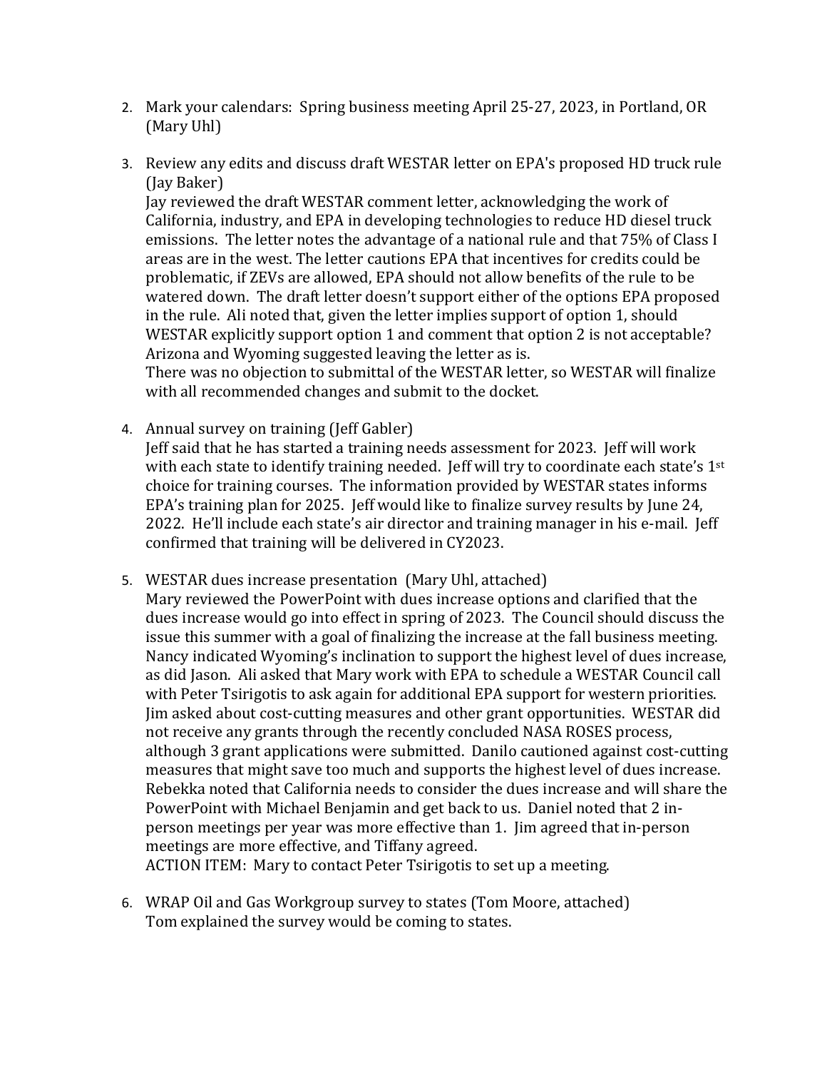2. Mark your calendars: Spring business meeting April 25-27, 2023, in Portland, OR (Mary Uhl)

3. Review any edits and discuss draft WESTAR letter on EPA's proposed HD truck rule (Jay Baker)
   Jay reviewed the draft WESTAR comment letter, acknowledging the work of California, industry, and EPA in developing technologies to reduce HD diesel truck emissions. The letter notes the advantage of a national rule and that 75% of Class I areas are in the west. The letter cautions EPA that incentives for credits could be problematic, if ZEVs are allowed, EPA should not allow benefits of the rule to be watered down. The draft letter doesn't support either of the options EPA proposed in the rule. Ali noted that, given the letter implies support of option 1, should WESTAR explicitly support option 1 and comment that option 2 is not acceptable? Arizona and Wyoming suggested leaving the letter as is.
   There was no objection to submittal of the WESTAR letter, so WESTAR will finalize with all recommended changes and submit to the docket.

4. Annual survey on training (Jeff Gabler)
   Jeff said that he has started a training needs assessment for 2023. Jeff will work with each state to identify training needed. Jeff will try to coordinate each state's 1st choice for training courses. The information provided by WESTAR states informs EPA's training plan for 2025. Jeff would like to finalize survey results by June 24, 2022. He'll include each state's air director and training manager in his e-mail. Jeff confirmed that training will be delivered in CY2023.

5. WESTAR dues increase presentation (Mary Uhl, attached)
   Mary reviewed the PowerPoint with dues increase options and clarified that the dues increase would go into effect in spring of 2023. The Council should discuss the issue this summer with a goal of finalizing the increase at the fall business meeting. Nancy indicated Wyoming's inclination to support the highest level of dues increase, as did Jason. Ali asked that Mary work with EPA to schedule a WESTAR Council call with Peter Tsirigotis to ask again for additional EPA support for western priorities. Jim asked about cost-cutting measures and other grant opportunities. WESTAR did not receive any grants through the recently concluded NASA ROSES process, although 3 grant applications were submitted. Danilo cautioned against cost-cutting measures that might save too much and supports the highest level of dues increase. Rebekka noted that California needs to consider the dues increase and will share the PowerPoint with Michael Benjamin and get back to us. Daniel noted that 2 in-person meetings per year was more effective than 1. Jim agreed that in-person meetings are more effective, and Tiffany agreed.
   ACTION ITEM: Mary to contact Peter Tsirigotis to set up a meeting.

6. WRAP Oil and Gas Workgroup survey to states (Tom Moore, attached)
   Tom explained the survey would be coming to states.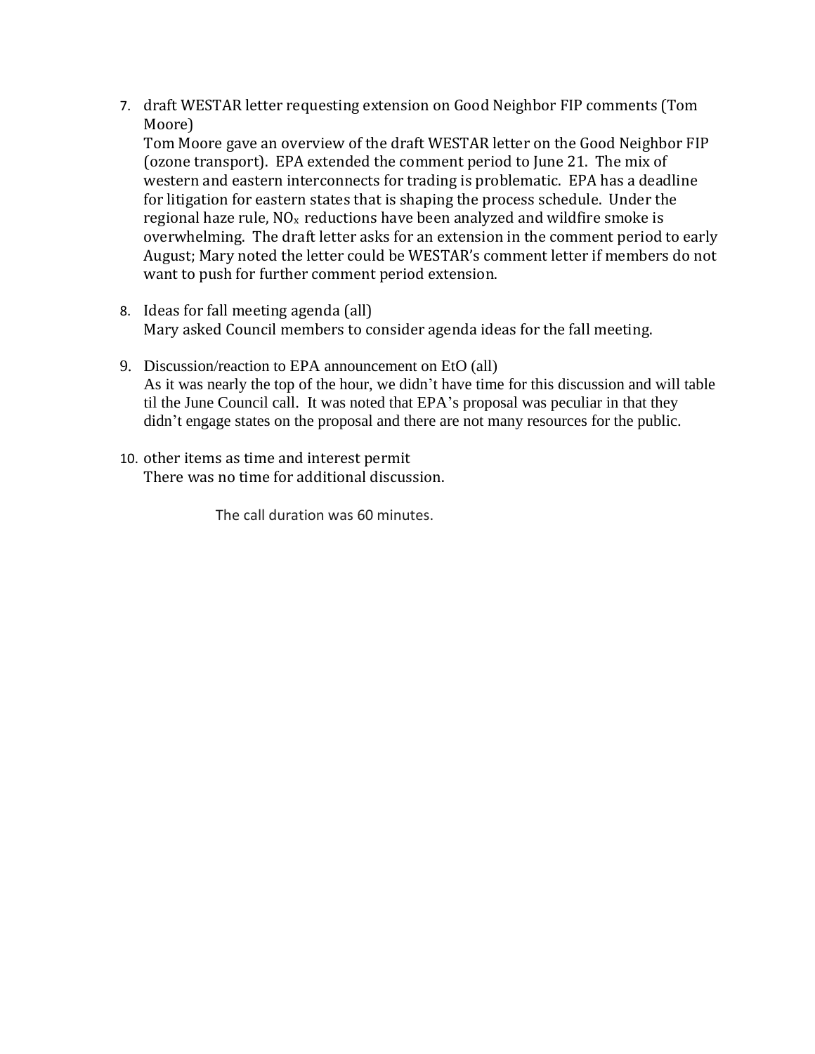7. draft WESTAR letter requesting extension on Good Neighbor FIP comments (Tom Moore)
   Tom Moore gave an overview of the draft WESTAR letter on the Good Neighbor FIP (ozone transport). EPA extended the comment period to June 21. The mix of western and eastern interconnects for trading is problematic. EPA has a deadline for litigation for eastern states that is shaping the process schedule. Under the regional haze rule, $NO_x$ reductions have been analyzed and wildfire smoke is overwhelming. The draft letter asks for an extension in the comment period to early August; Mary noted the letter could be WESTAR's comment letter if members do not want to push for further comment period extension.

8. Ideas for fall meeting agenda (all)
   Mary asked Council members to consider agenda ideas for the fall meeting.

9. Discussion/reaction to EPA announcement on EtO (all)
   As it was nearly the top of the hour, we didn't have time for this discussion and will table til the June Council call. It was noted that EPA's proposal was peculiar in that they didn't engage states on the proposal and there are not many resources for the public.

10. other items as time and interest permit
    There was no time for additional discussion.

The call duration was 60 minutes.